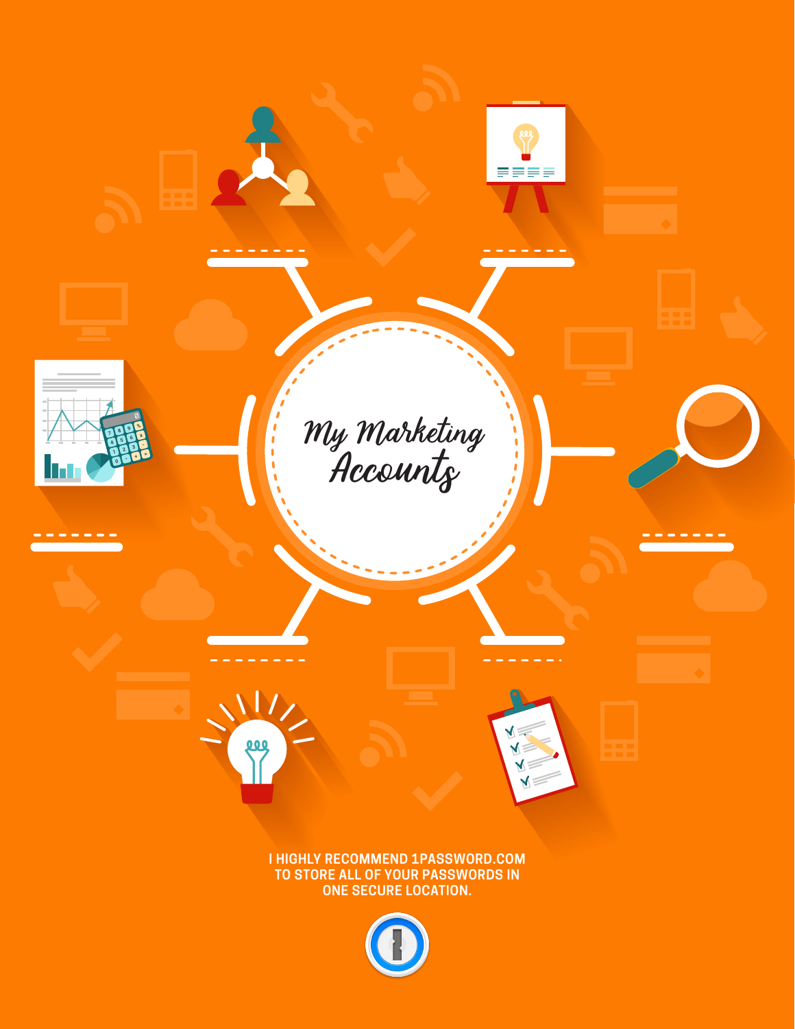# My Marketing Accounts

I HIGHLY RECOMMEND 1PASSWORD.COM TO STORE ALL OF YOUR PASSWORDS IN ONE SECURE LOCATION.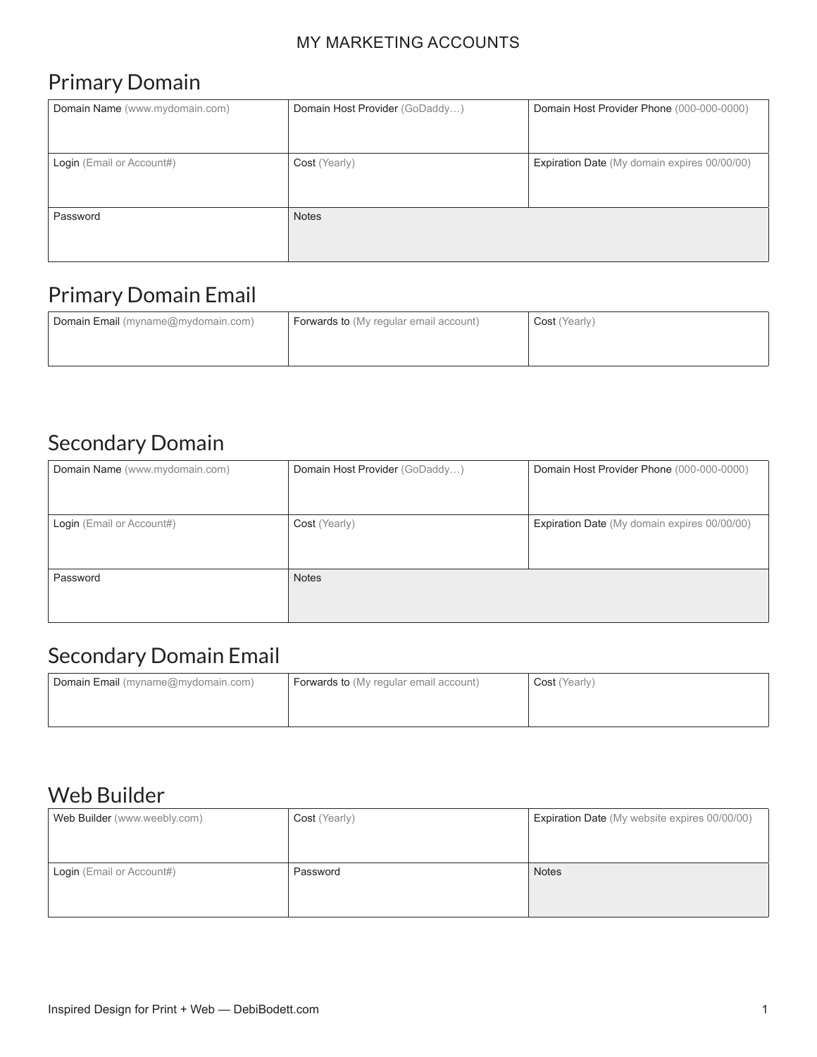MY MARKETING ACCOUNTS

## Primary Domain

| | | |
|---|---|---|
| Domain Name (www.mydomain.com) | Domain Host Provider (GoDaddy…) | Domain Host Provider Phone (000-000-0000) |
| Login (Email or Account#) | Cost (Yearly) | Expiration Date (My domain expires 00/00/00) |
| Password | Notes | |

## Primary Domain Email

| | | |
|---|---|---|
| Domain Email (myname@mydomain.com) | Forwards to (My regular email account) | Cost (Yearly) |

## Secondary Domain

| | | |
|---|---|---|
| Domain Name (www.mydomain.com) | Domain Host Provider (GoDaddy…) | Domain Host Provider Phone (000-000-0000) |
| Login (Email or Account#) | Cost (Yearly) | Expiration Date (My domain expires 00/00/00) |
| Password | Notes | |

## Secondary Domain Email

| | | |
|---|---|---|
| Domain Email (myname@mydomain.com) | Forwards to (My regular email account) | Cost (Yearly) |

## Web Builder

| | | |
|---|---|---|
| Web Builder (www.weebly.com) | Cost (Yearly) | Expiration Date (My website expires 00/00/00) |
| Login (Email or Account#) | Password | Notes |

Inspired Design for Print + Web — DebiBodett.com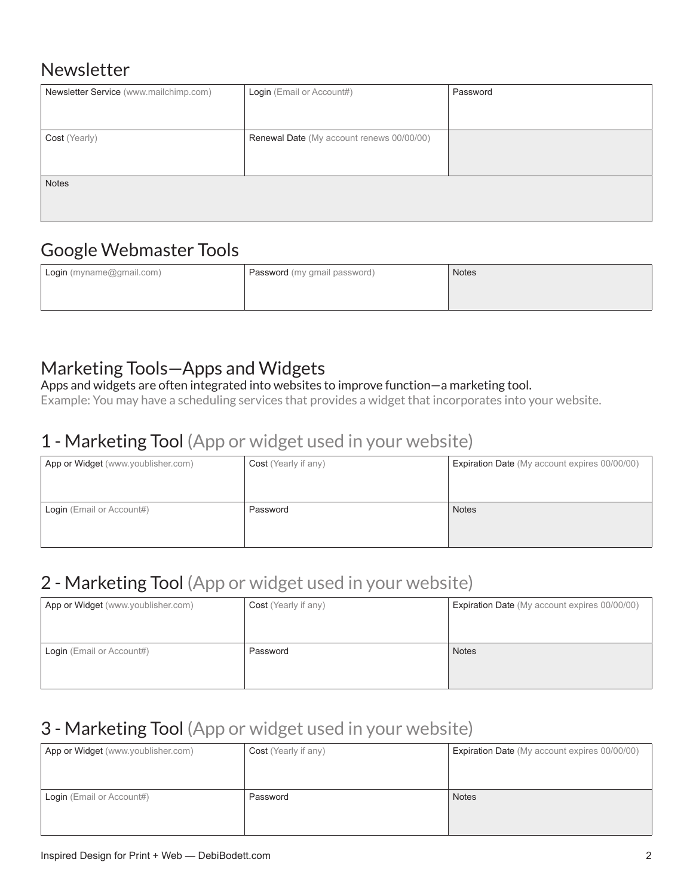## Newsletter

| | | |
|---|---|---|
| Newsletter Service (www.mailchimp.com) | Login (Email or Account#) | Password |
| Cost (Yearly) | Renewal Date (My account renews 00/00/00) | |
| Notes | | |

## Google Webmaster Tools

| | | |
|---|---|---|
| Login (myname@gmail.com) | Password (my gmail password) | Notes |

## Marketing Tools—Apps and Widgets

Apps and widgets are often integrated into websites to improve function—a marketing tool.

Example: You may have a scheduling services that provides a widget that incorporates into your website.

## 1 - Marketing Tool (App or widget used in your website)

| | | |
|---|---|---|
| App or Widget (www.youblisher.com) | Cost (Yearly if any) | Expiration Date (My account expires 00/00/00) |
| Login (Email or Account#) | Password | Notes |

## 2 - Marketing Tool (App or widget used in your website)

| | | |
|---|---|---|
| App or Widget (www.youblisher.com) | Cost (Yearly if any) | Expiration Date (My account expires 00/00/00) |
| Login (Email or Account#) | Password | Notes |

## 3 - Marketing Tool (App or widget used in your website)

| | | |
|---|---|---|
| App or Widget (www.youblisher.com) | Cost (Yearly if any) | Expiration Date (My account expires 00/00/00) |
| Login (Email or Account#) | Password | Notes |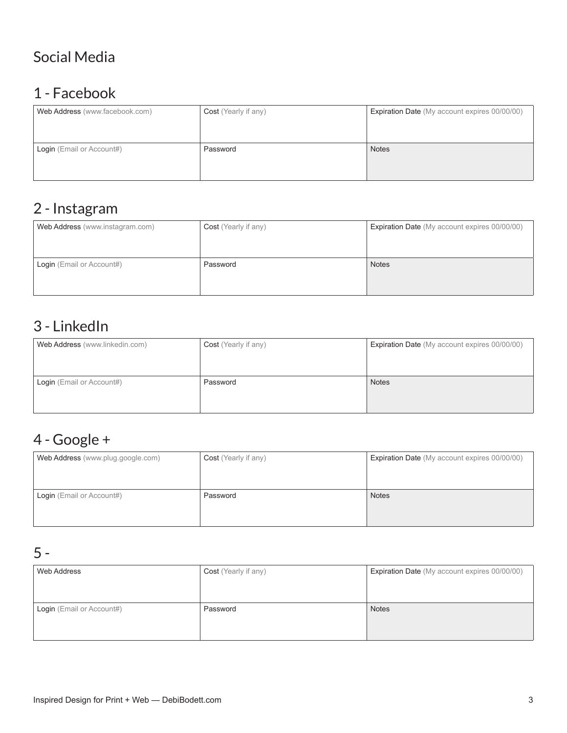## Social Media

### 1 - Facebook

| | | |
|---|---|---|
| Web Address (www.facebook.com) | Cost (Yearly if any) | Expiration Date (My account expires 00/00/00) |
| Login (Email or Account#) | Password | Notes |

### 2 - Instagram

| | | |
|---|---|---|
| Web Address (www.instagram.com) | Cost (Yearly if any) | Expiration Date (My account expires 00/00/00) |
| Login (Email or Account#) | Password | Notes |

### 3 - LinkedIn

| | | |
|---|---|---|
| Web Address (www.linkedin.com) | Cost (Yearly if any) | Expiration Date (My account expires 00/00/00) |
| Login (Email or Account#) | Password | Notes |

### 4 - Google +

| | | |
|---|---|---|
| Web Address (www.plug.google.com) | Cost (Yearly if any) | Expiration Date (My account expires 00/00/00) |
| Login (Email or Account#) | Password | Notes |

### 5 -

| | | |
|---|---|---|
| Web Address | Cost (Yearly if any) | Expiration Date (My account expires 00/00/00) |
| Login (Email or Account#) | Password | Notes |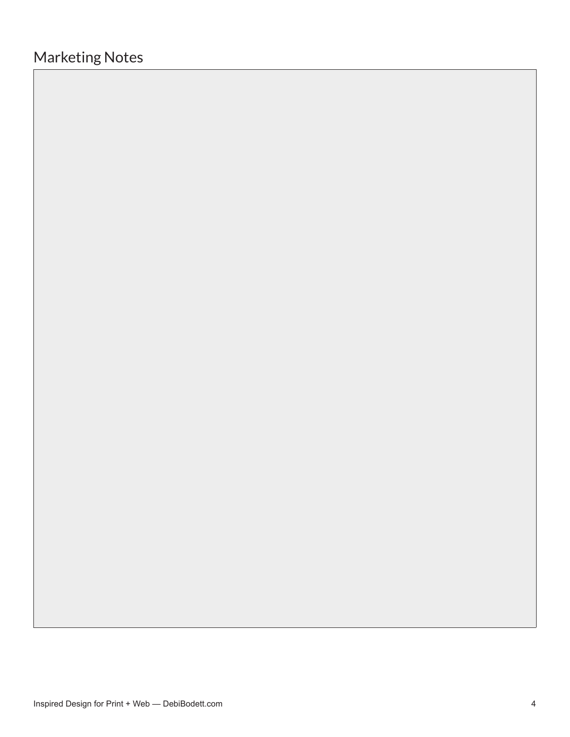# Marketing Notes